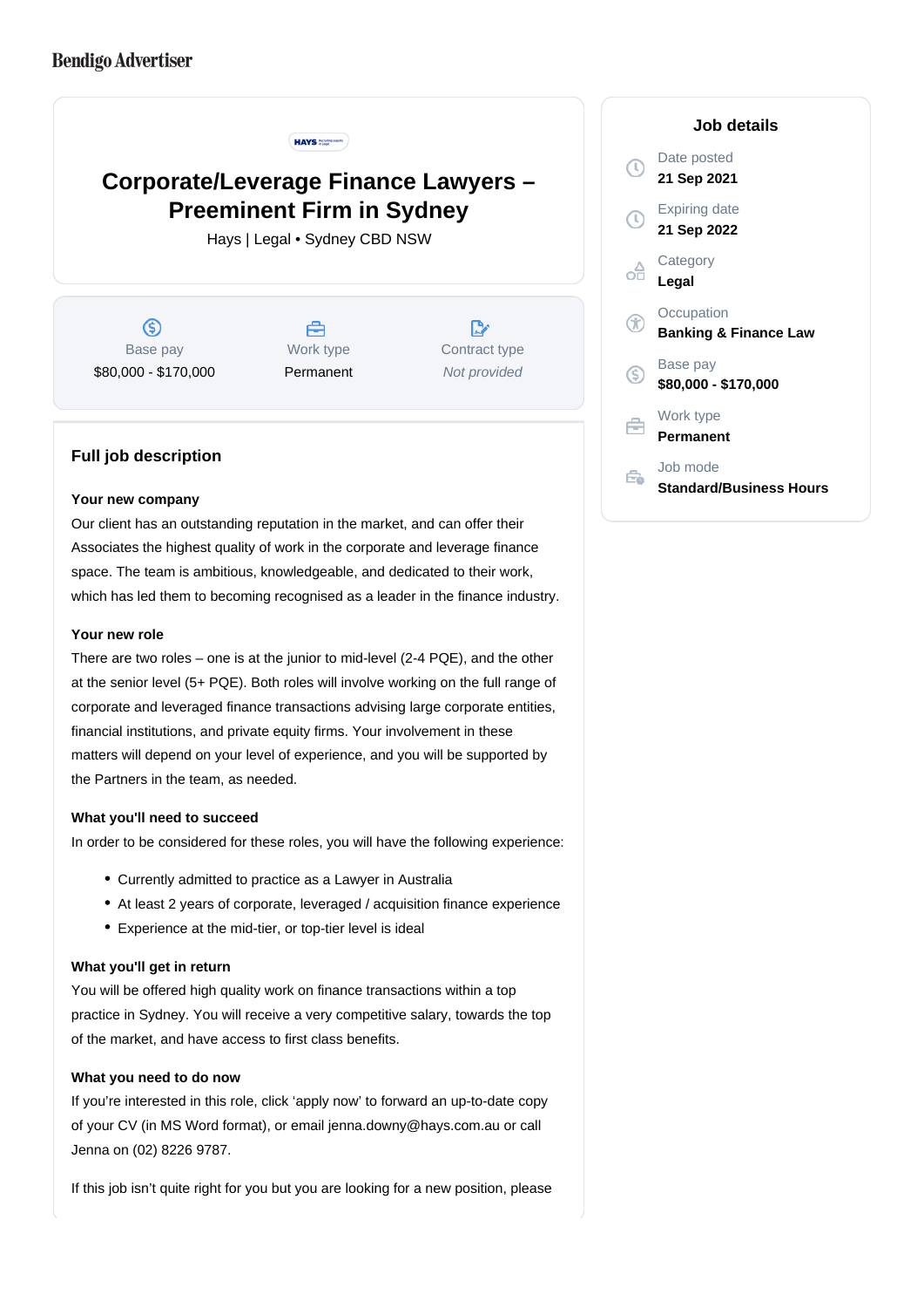Bendigo Advertiser

# Corporate/Leverage Finance Lawyers – Preeminent Firm in Sydney

Hays | Legal • Sydney CBD NSW

| Base pay | Work type | Contract type |
|---|---|---|
| $80,000 - $170,000 | Permanent | *Not provided* |

## Job details

Date posted
**21 Sep 2021**

Expiring date
**21 Sep 2022**

Category
**Legal**

Occupation
**Banking & Finance Law**

Base pay
**$80,000 - $170,000**

Work type
**Permanent**

Job mode
**Standard/Business Hours**

## Full job description

**Your new company**

Our client has an outstanding reputation in the market, and can offer their Associates the highest quality of work in the corporate and leverage finance space. The team is ambitious, knowledgeable, and dedicated to their work, which has led them to becoming recognised as a leader in the finance industry.

**Your new role**

There are two roles – one is at the junior to mid-level (2-4 PQE), and the other at the senior level (5+ PQE). Both roles will involve working on the full range of corporate and leveraged finance transactions advising large corporate entities, financial institutions, and private equity firms. Your involvement in these matters will depend on your level of experience, and you will be supported by the Partners in the team, as needed.

**What you'll need to succeed**

In order to be considered for these roles, you will have the following experience:

- Currently admitted to practice as a Lawyer in Australia
- At least 2 years of corporate, leveraged / acquisition finance experience
- Experience at the mid-tier, or top-tier level is ideal

**What you'll get in return**

You will be offered high quality work on finance transactions within a top practice in Sydney. You will receive a very competitive salary, towards the top of the market, and have access to first class benefits.

**What you need to do now**

If you're interested in this role, click 'apply now' to forward an up-to-date copy of your CV (in MS Word format), or email jenna.downy@hays.com.au or call Jenna on (02) 8226 9787.

If this job isn't quite right for you but you are looking for a new position, please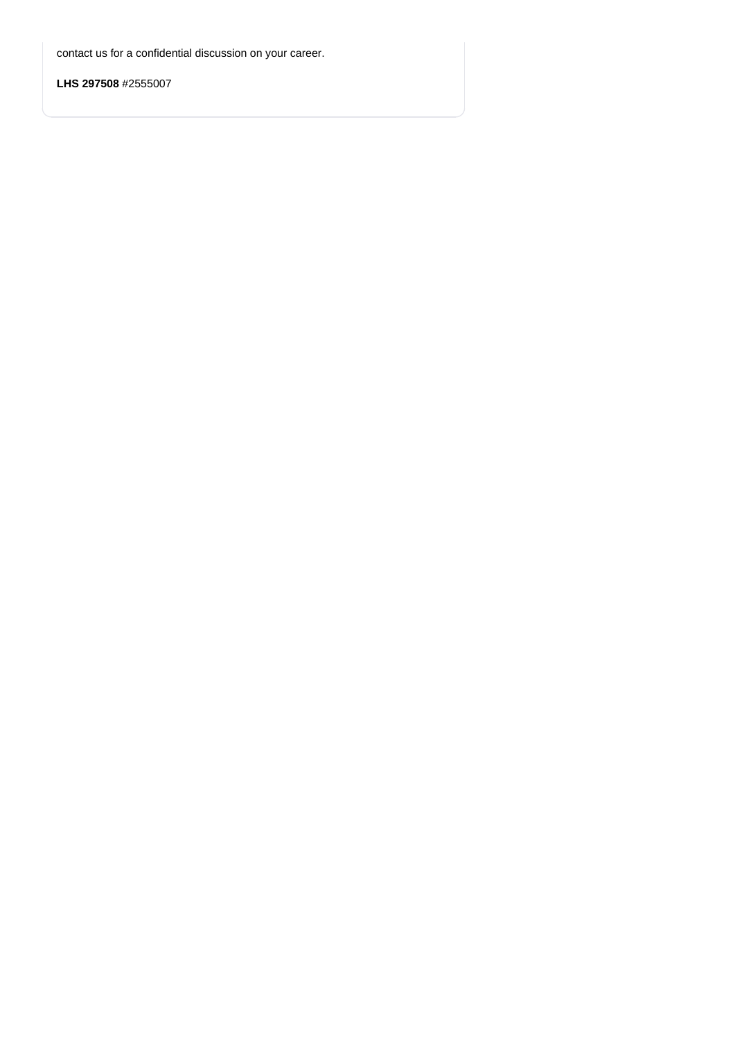contact us for a confidential discussion on your career.

**LHS 297508** #2555007